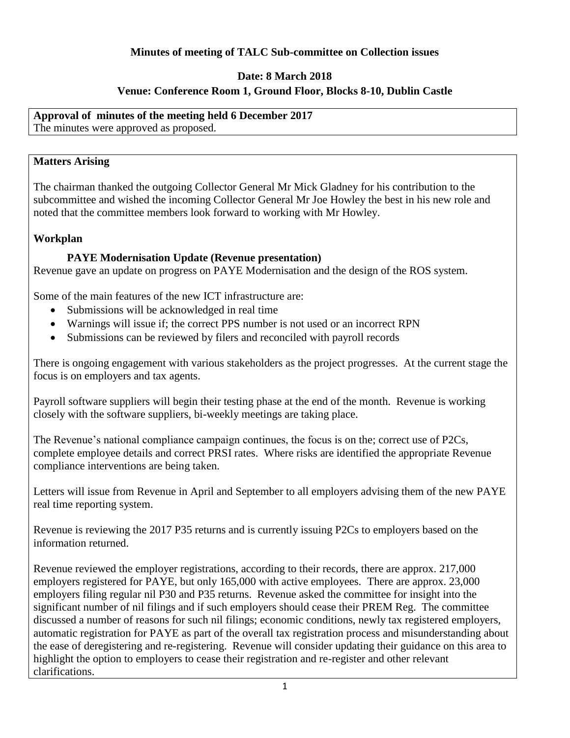**Minutes of meeting of TALC Sub-committee on Collection issues**

**Date: 8 March 2018**

**Venue: Conference Room 1, Ground Floor, Blocks 8-10, Dublin Castle**

**Approval of minutes of the meeting held 6 December 2017**

The minutes were approved as proposed.

**Matters Arising**

The chairman thanked the outgoing Collector General Mr Mick Gladney for his contribution to the subcommittee and wished the incoming Collector General Mr Joe Howley the best in his new role and noted that the committee members look forward to working with Mr Howley.

**Workplan**

**PAYE Modernisation Update (Revenue presentation)**

Revenue gave an update on progress on PAYE Modernisation and the design of the ROS system.

Some of the main features of the new ICT infrastructure are:

- Submissions will be acknowledged in real time
- Warnings will issue if; the correct PPS number is not used or an incorrect RPN
- Submissions can be reviewed by filers and reconciled with payroll records

There is ongoing engagement with various stakeholders as the project progresses. At the current stage the focus is on employers and tax agents.

Payroll software suppliers will begin their testing phase at the end of the month. Revenue is working closely with the software suppliers, bi-weekly meetings are taking place.

The Revenue's national compliance campaign continues, the focus is on the; correct use of P2Cs, complete employee details and correct PRSI rates. Where risks are identified the appropriate Revenue compliance interventions are being taken.

Letters will issue from Revenue in April and September to all employers advising them of the new PAYE real time reporting system.

Revenue is reviewing the 2017 P35 returns and is currently issuing P2Cs to employers based on the information returned.

Revenue reviewed the employer registrations, according to their records, there are approx. 217,000 employers registered for PAYE, but only 165,000 with active employees. There are approx. 23,000 employers filing regular nil P30 and P35 returns. Revenue asked the committee for insight into the significant number of nil filings and if such employers should cease their PREM Reg. The committee discussed a number of reasons for such nil filings; economic conditions, newly tax registered employers, automatic registration for PAYE as part of the overall tax registration process and misunderstanding about the ease of deregistering and re-registering. Revenue will consider updating their guidance on this area to highlight the option to employers to cease their registration and re-register and other relevant clarifications.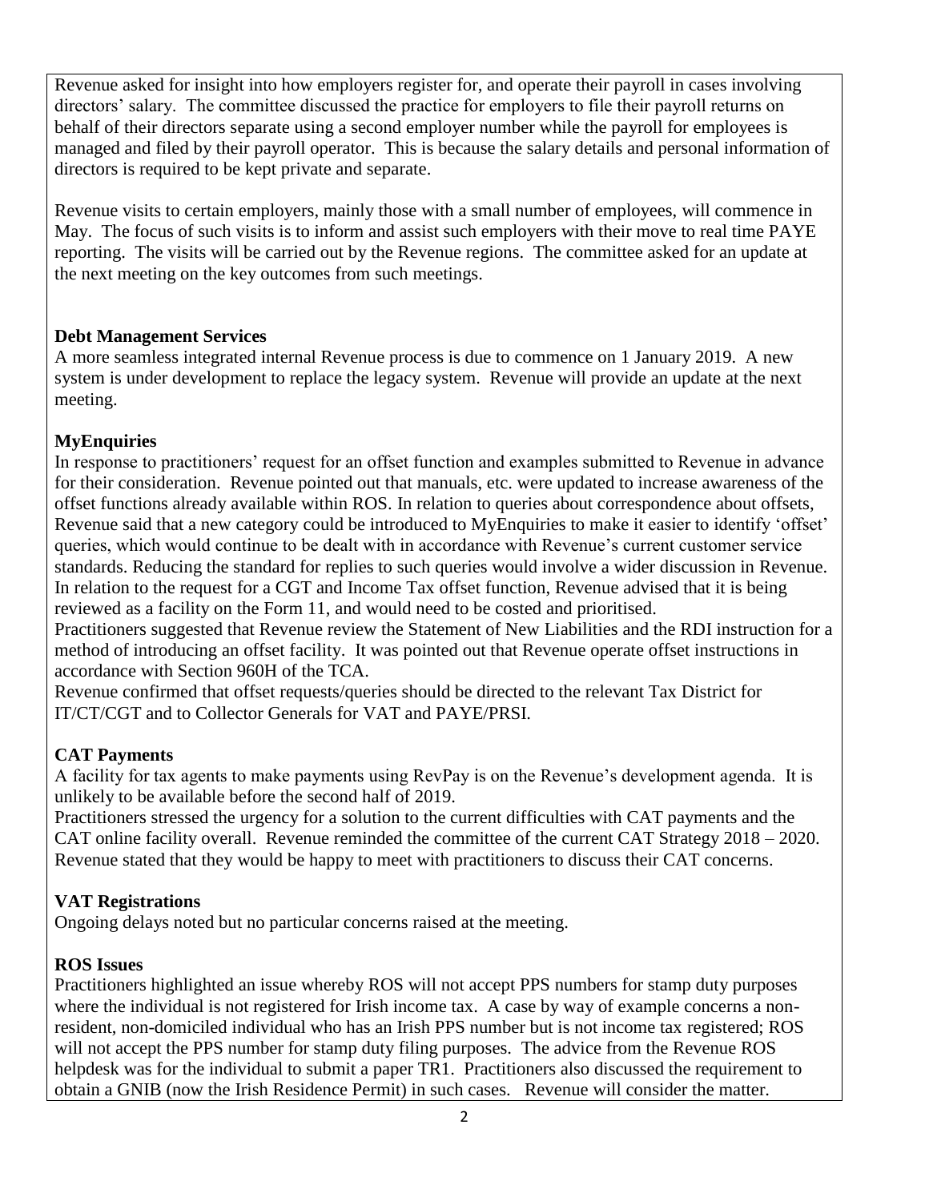Revenue asked for insight into how employers register for, and operate their payroll in cases involving directors' salary. The committee discussed the practice for employers to file their payroll returns on behalf of their directors separate using a second employer number while the payroll for employees is managed and filed by their payroll operator. This is because the salary details and personal information of directors is required to be kept private and separate.

Revenue visits to certain employers, mainly those with a small number of employees, will commence in May. The focus of such visits is to inform and assist such employers with their move to real time PAYE reporting. The visits will be carried out by the Revenue regions. The committee asked for an update at the next meeting on the key outcomes from such meetings.

**Debt Management Services**

A more seamless integrated internal Revenue process is due to commence on 1 January 2019. A new system is under development to replace the legacy system. Revenue will provide an update at the next meeting.

**MyEnquiries**

In response to practitioners' request for an offset function and examples submitted to Revenue in advance for their consideration. Revenue pointed out that manuals, etc. were updated to increase awareness of the offset functions already available within ROS. In relation to queries about correspondence about offsets, Revenue said that a new category could be introduced to MyEnquiries to make it easier to identify 'offset' queries, which would continue to be dealt with in accordance with Revenue's current customer service standards. Reducing the standard for replies to such queries would involve a wider discussion in Revenue. In relation to the request for a CGT and Income Tax offset function, Revenue advised that it is being reviewed as a facility on the Form 11, and would need to be costed and prioritised.

Practitioners suggested that Revenue review the Statement of New Liabilities and the RDI instruction for a method of introducing an offset facility. It was pointed out that Revenue operate offset instructions in accordance with Section 960H of the TCA.

Revenue confirmed that offset requests/queries should be directed to the relevant Tax District for IT/CT/CGT and to Collector Generals for VAT and PAYE/PRSI.

**CAT Payments**

A facility for tax agents to make payments using RevPay is on the Revenue's development agenda. It is unlikely to be available before the second half of 2019.

Practitioners stressed the urgency for a solution to the current difficulties with CAT payments and the CAT online facility overall. Revenue reminded the committee of the current CAT Strategy 2018 – 2020. Revenue stated that they would be happy to meet with practitioners to discuss their CAT concerns.

**VAT Registrations**

Ongoing delays noted but no particular concerns raised at the meeting.

**ROS Issues**

Practitioners highlighted an issue whereby ROS will not accept PPS numbers for stamp duty purposes where the individual is not registered for Irish income tax. A case by way of example concerns a non-resident, non-domiciled individual who has an Irish PPS number but is not income tax registered; ROS will not accept the PPS number for stamp duty filing purposes. The advice from the Revenue ROS helpdesk was for the individual to submit a paper TR1. Practitioners also discussed the requirement to obtain a GNIB (now the Irish Residence Permit) in such cases. Revenue will consider the matter.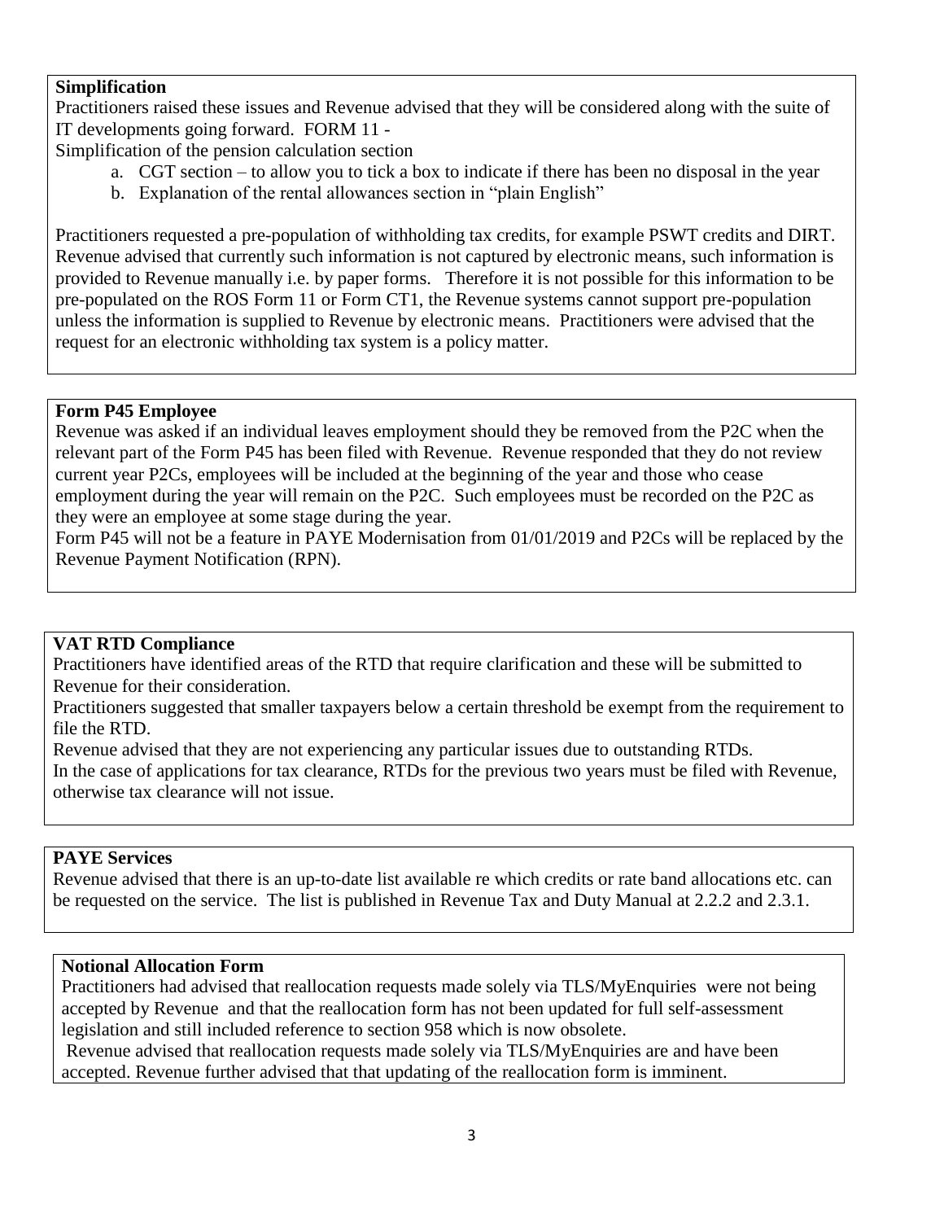**Simplification**

Practitioners raised these issues and Revenue advised that they will be considered along with the suite of IT developments going forward. FORM 11 -

Simplification of the pension calculation section

a. CGT section – to allow you to tick a box to indicate if there has been no disposal in the year
b. Explanation of the rental allowances section in "plain English"

Practitioners requested a pre-population of withholding tax credits, for example PSWT credits and DIRT. Revenue advised that currently such information is not captured by electronic means, such information is provided to Revenue manually i.e. by paper forms. Therefore it is not possible for this information to be pre-populated on the ROS Form 11 or Form CT1, the Revenue systems cannot support pre-population unless the information is supplied to Revenue by electronic means. Practitioners were advised that the request for an electronic withholding tax system is a policy matter.

**Form P45 Employee**

Revenue was asked if an individual leaves employment should they be removed from the P2C when the relevant part of the Form P45 has been filed with Revenue. Revenue responded that they do not review current year P2Cs, employees will be included at the beginning of the year and those who cease employment during the year will remain on the P2C. Such employees must be recorded on the P2C as they were an employee at some stage during the year.

Form P45 will not be a feature in PAYE Modernisation from 01/01/2019 and P2Cs will be replaced by the Revenue Payment Notification (RPN).

**VAT RTD Compliance**

Practitioners have identified areas of the RTD that require clarification and these will be submitted to Revenue for their consideration.

Practitioners suggested that smaller taxpayers below a certain threshold be exempt from the requirement to file the RTD.

Revenue advised that they are not experiencing any particular issues due to outstanding RTDs.

In the case of applications for tax clearance, RTDs for the previous two years must be filed with Revenue, otherwise tax clearance will not issue.

**PAYE Services**

Revenue advised that there is an up-to-date list available re which credits or rate band allocations etc. can be requested on the service. The list is published in Revenue Tax and Duty Manual at 2.2.2 and 2.3.1.

**Notional Allocation Form**

Practitioners had advised that reallocation requests made solely via TLS/MyEnquiries were not being accepted by Revenue and that the reallocation form has not been updated for full self-assessment legislation and still included reference to section 958 which is now obsolete.

Revenue advised that reallocation requests made solely via TLS/MyEnquiries are and have been accepted. Revenue further advised that that updating of the reallocation form is imminent.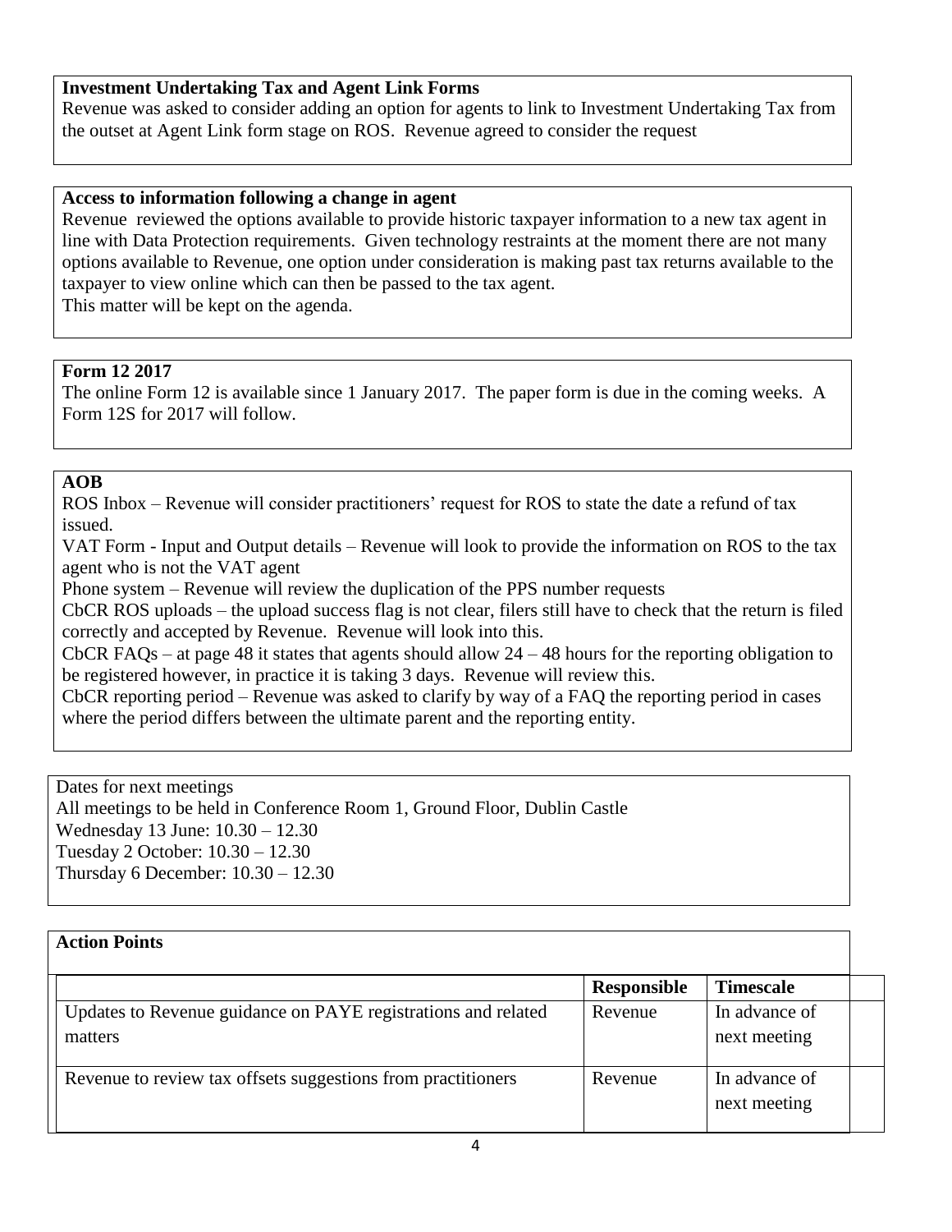**Investment Undertaking Tax and Agent Link Forms**

Revenue was asked to consider adding an option for agents to link to Investment Undertaking Tax from the outset at Agent Link form stage on ROS. Revenue agreed to consider the request

**Access to information following a change in agent**

Revenue reviewed the options available to provide historic taxpayer information to a new tax agent in line with Data Protection requirements. Given technology restraints at the moment there are not many options available to Revenue, one option under consideration is making past tax returns available to the taxpayer to view online which can then be passed to the tax agent.

This matter will be kept on the agenda.

**Form 12 2017**

The online Form 12 is available since 1 January 2017. The paper form is due in the coming weeks. A Form 12S for 2017 will follow.

**AOB**

ROS Inbox – Revenue will consider practitioners' request for ROS to state the date a refund of tax issued.

VAT Form - Input and Output details – Revenue will look to provide the information on ROS to the tax agent who is not the VAT agent

Phone system – Revenue will review the duplication of the PPS number requests

CbCR ROS uploads – the upload success flag is not clear, filers still have to check that the return is filed correctly and accepted by Revenue. Revenue will look into this.

CbCR FAQs – at page 48 it states that agents should allow 24 – 48 hours for the reporting obligation to be registered however, in practice it is taking 3 days. Revenue will review this.

CbCR reporting period – Revenue was asked to clarify by way of a FAQ the reporting period in cases where the period differs between the ultimate parent and the reporting entity.

Dates for next meetings

All meetings to be held in Conference Room 1, Ground Floor, Dublin Castle

Wednesday 13 June: 10.30 – 12.30

Tuesday 2 October: 10.30 – 12.30

Thursday 6 December: 10.30 – 12.30

**Action Points**

| | **Responsible** | **Timescale** |
|---|---|---|
| Updates to Revenue guidance on PAYE registrations and related matters | Revenue | In advance of next meeting |
| Revenue to review tax offsets suggestions from practitioners | Revenue | In advance of next meeting |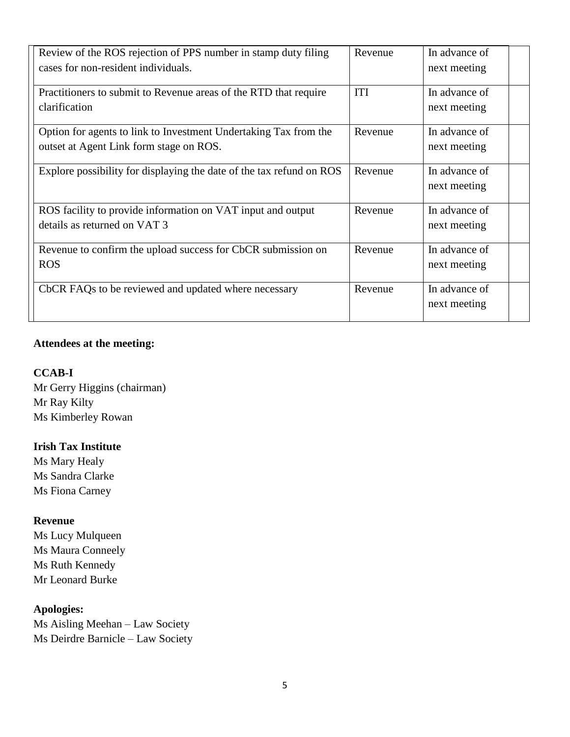| | | | |
|---|---|---|---|
| Review of the ROS rejection of PPS number in stamp duty filing cases for non-resident individuals. | Revenue | In advance of next meeting | |
| Practitioners to submit to Revenue areas of the RTD that require clarification | ITI | In advance of next meeting | |
| Option for agents to link to Investment Undertaking Tax from the outset at Agent Link form stage on ROS. | Revenue | In advance of next meeting | |
| Explore possibility for displaying the date of the tax refund on ROS | Revenue | In advance of next meeting | |
| ROS facility to provide information on VAT input and output details as returned on VAT 3 | Revenue | In advance of next meeting | |
| Revenue to confirm the upload success for CbCR submission on ROS | Revenue | In advance of next meeting | |
| CbCR FAQs to be reviewed and updated where necessary | Revenue | In advance of next meeting | |

**Attendees at the meeting:**

**CCAB-I**
Mr Gerry Higgins (chairman)
Mr Ray Kilty
Ms Kimberley Rowan

**Irish Tax Institute**
Ms Mary Healy
Ms Sandra Clarke
Ms Fiona Carney

**Revenue**
Ms Lucy Mulqueen
Ms Maura Conneely
Ms Ruth Kennedy
Mr Leonard Burke

**Apologies:**
Ms Aisling Meehan – Law Society
Ms Deirdre Barnicle – Law Society